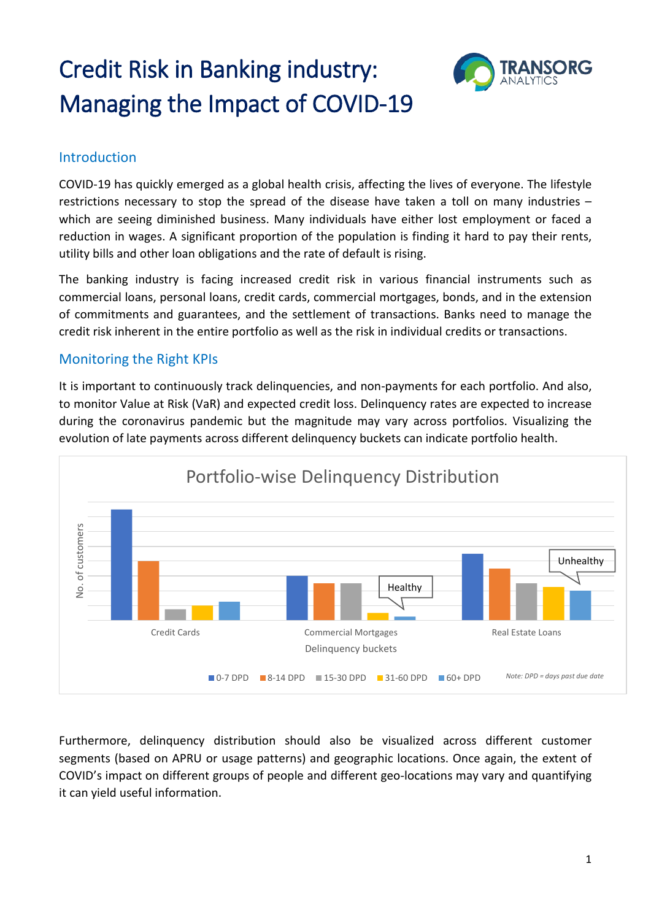# Credit Risk in Banking industry: Managing the Impact of COVID-19

## Introduction

COVID-19 has quickly emerged as a global health crisis, affecting the lives of everyone. The lifestyle restrictions necessary to stop the spread of the disease have taken a toll on many industries – which are seeing diminished business. Many individuals have either lost employment or faced a reduction in wages. A significant proportion of the population is finding it hard to pay their rents, utility bills and other loan obligations and the rate of default is rising.

The banking industry is facing increased credit risk in various financial instruments such as commercial loans, personal loans, credit cards, commercial mortgages, bonds, and in the extension of commitments and guarantees, and the settlement of transactions. Banks need to manage the credit risk inherent in the entire portfolio as well as the risk in individual credits or transactions.

## Monitoring the Right KPIs

It is important to continuously track delinquencies, and non-payments for each portfolio. And also, to monitor Value at Risk (VaR) and expected credit loss. Delinquency rates are expected to increase during the coronavirus pandemic but the magnitude may vary across portfolios. Visualizing the evolution of late payments across different delinquency buckets can indicate portfolio health.

Portfolio-wise Delinquency Distribution

Furthermore, delinquency distribution should also be visualized across different customer segments (based on APRU or usage patterns) and geographic locations. Once again, the extent of COVID's impact on different groups of people and different geo-locations may vary and quantifying it can yield useful information.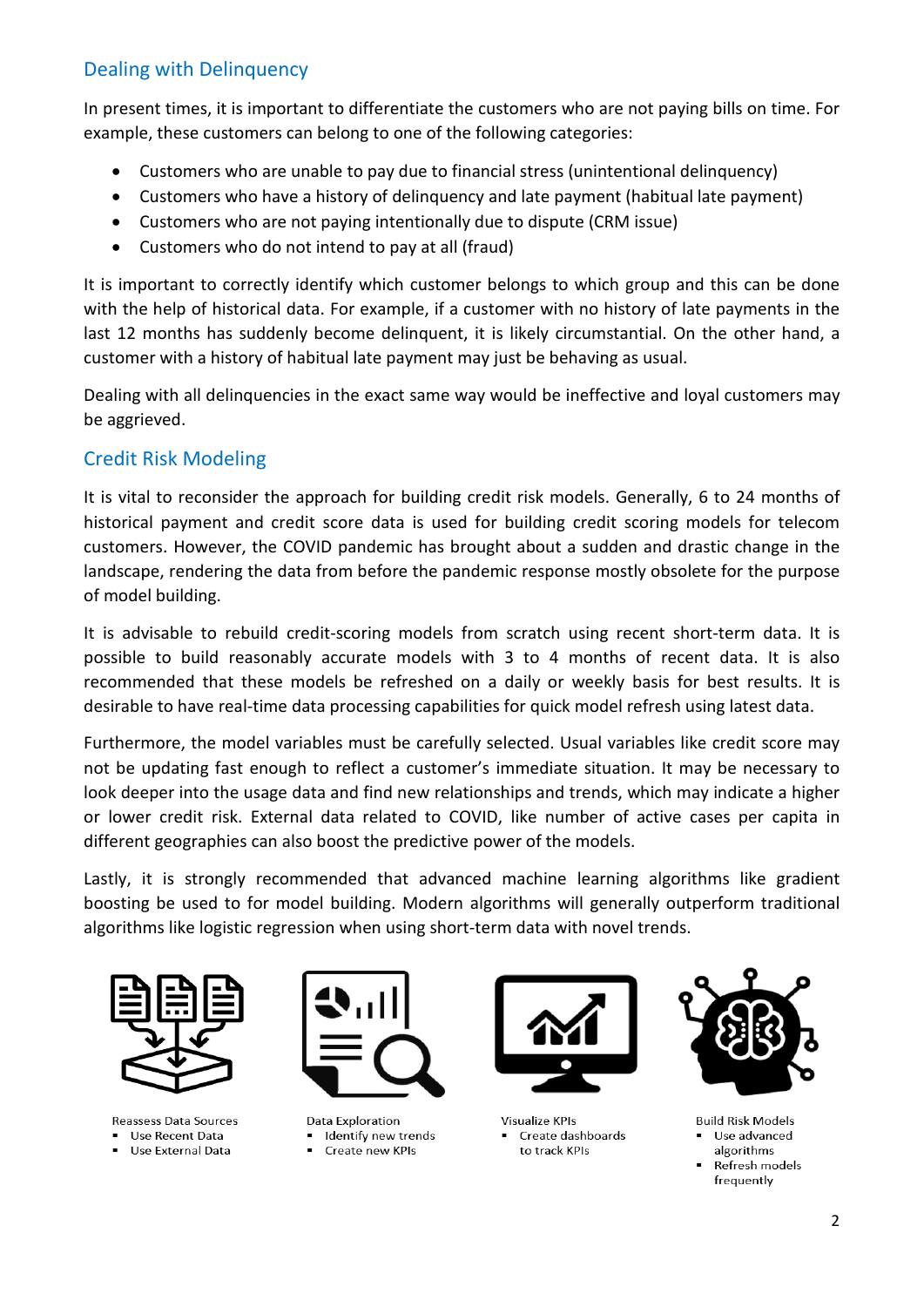## Dealing with Delinquency

In present times, it is important to differentiate the customers who are not paying bills on time. For example, these customers can belong to one of the following categories:

- Customers who are unable to pay due to financial stress (unintentional delinquency)
- Customers who have a history of delinquency and late payment (habitual late payment)
- Customers who are not paying intentionally due to dispute (CRM issue)
- Customers who do not intend to pay at all (fraud)

It is important to correctly identify which customer belongs to which group and this can be done with the help of historical data. For example, if a customer with no history of late payments in the last 12 months has suddenly become delinquent, it is likely circumstantial. On the other hand, a customer with a history of habitual late payment may just be behaving as usual.

Dealing with all delinquencies in the exact same way would be ineffective and loyal customers may be aggrieved.

## Credit Risk Modeling

It is vital to reconsider the approach for building credit risk models. Generally, 6 to 24 months of historical payment and credit score data is used for building credit scoring models for telecom customers. However, the COVID pandemic has brought about a sudden and drastic change in the landscape, rendering the data from before the pandemic response mostly obsolete for the purpose of model building.

It is advisable to rebuild credit-scoring models from scratch using recent short-term data. It is possible to build reasonably accurate models with 3 to 4 months of recent data. It is also recommended that these models be refreshed on a daily or weekly basis for best results. It is desirable to have real-time data processing capabilities for quick model refresh using latest data.

Furthermore, the model variables must be carefully selected. Usual variables like credit score may not be updating fast enough to reflect a customer's immediate situation. It may be necessary to look deeper into the usage data and find new relationships and trends, which may indicate a higher or lower credit risk. External data related to COVID, like number of active cases per capita in different geographies can also boost the predictive power of the models.

Lastly, it is strongly recommended that advanced machine learning algorithms like gradient boosting be used to for model building. Modern algorithms will generally outperform traditional algorithms like logistic regression when using short-term data with novel trends.

Reassess Data Sources
- Use Recent Data
- Use External Data

Data Exploration
- Identify new trends
- Create new KPIs

Visualize KPIs
- Create dashboards to track KPIs

Build Risk Models
- Use advanced algorithms
- Refresh models frequently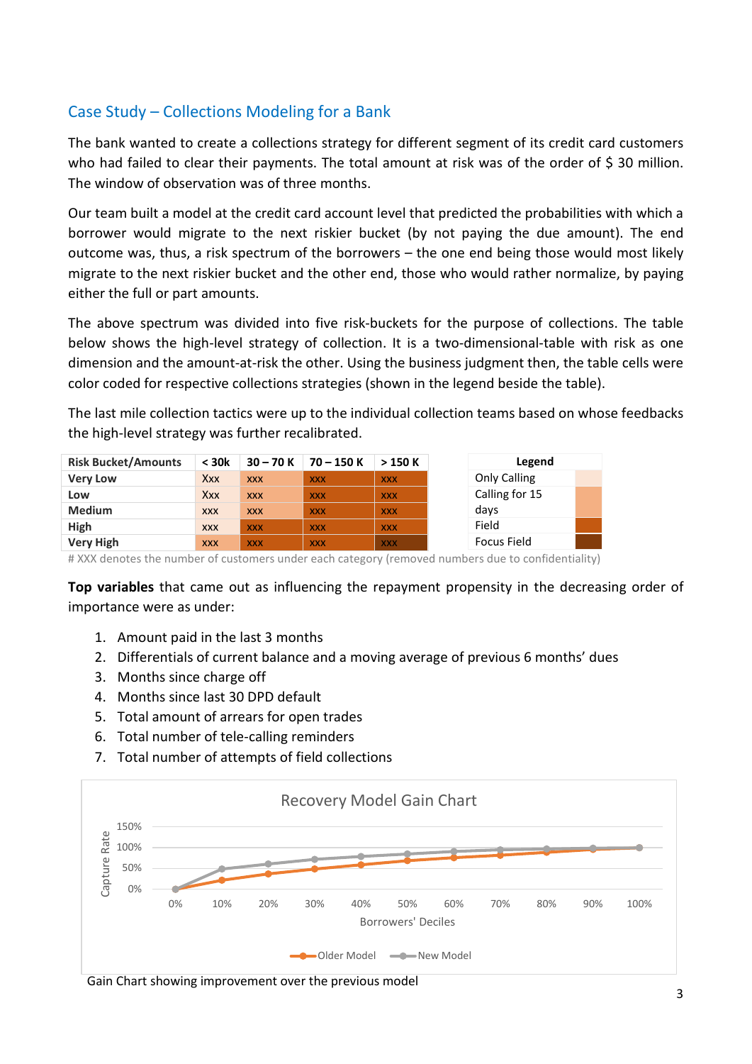## Case Study – Collections Modeling for a Bank

The bank wanted to create a collections strategy for different segment of its credit card customers who had failed to clear their payments. The total amount at risk was of the order of $ 30 million. The window of observation was of three months.

Our team built a model at the credit card account level that predicted the probabilities with which a borrower would migrate to the next riskier bucket (by not paying the due amount). The end outcome was, thus, a risk spectrum of the borrowers – the one end being those would most likely migrate to the next riskier bucket and the other end, those who would rather normalize, by paying either the full or part amounts.

The above spectrum was divided into five risk-buckets for the purpose of collections. The table below shows the high-level strategy of collection. It is a two-dimensional-table with risk as one dimension and the amount-at-risk the other. Using the business judgment then, the table cells were color coded for respective collections strategies (shown in the legend beside the table).

The last mile collection tactics were up to the individual collection teams based on whose feedbacks the high-level strategy was further recalibrated.

| Risk Bucket/Amounts | < 30k | 30 – 70 K | 70 – 150 K | > 150 K |
|---|---|---|---|---|
| Very Low | Xxx | xxx | xxx | xxx |
| Low | Xxx | xxx | xxx | xxx |
| Medium | xxx | xxx | xxx | xxx |
| High | xxx | xxx | xxx | xxx |
| Very High | xxx | xxx | xxx | xxx |

| Legend |
|---|
| Only Calling |
| Calling for 15 days |
| Field |
| Focus Field |

# XXX denotes the number of customers under each category (removed numbers due to confidentiality)

**Top variables** that came out as influencing the repayment propensity in the decreasing order of importance were as under:

1. Amount paid in the last 3 months
2. Differentials of current balance and a moving average of previous 6 months' dues
3. Months since charge off
4. Months since last 30 DPD default
5. Total amount of arrears for open trades
6. Total number of tele-calling reminders
7. Total number of attempts of field collections

Recovery Model Gain Chart

Gain Chart showing improvement over the previous model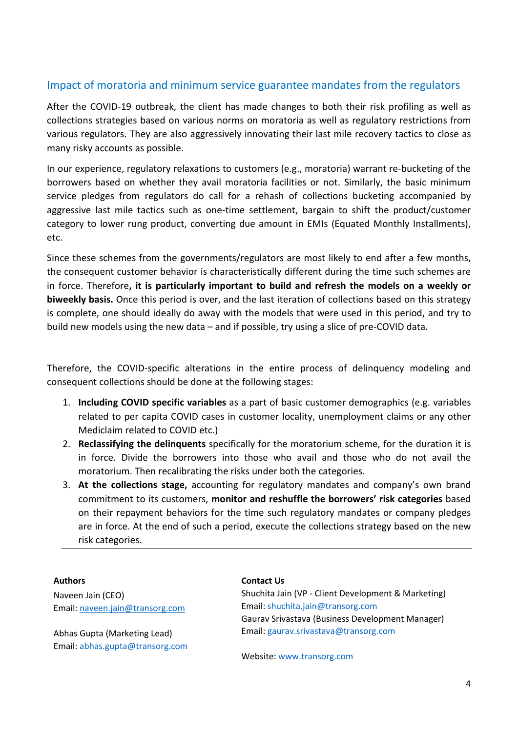## Impact of moratoria and minimum service guarantee mandates from the regulators

After the COVID-19 outbreak, the client has made changes to both their risk profiling as well as collections strategies based on various norms on moratoria as well as regulatory restrictions from various regulators. They are also aggressively innovating their last mile recovery tactics to close as many risky accounts as possible.

In our experience, regulatory relaxations to customers (e.g., moratoria) warrant re-bucketing of the borrowers based on whether they avail moratoria facilities or not. Similarly, the basic minimum service pledges from regulators do call for a rehash of collections bucketing accompanied by aggressive last mile tactics such as one-time settlement, bargain to shift the product/customer category to lower rung product, converting due amount in EMIs (Equated Monthly Installments), etc.

Since these schemes from the governments/regulators are most likely to end after a few months, the consequent customer behavior is characteristically different during the time such schemes are in force. Therefore**, it is particularly important to build and refresh the models on a weekly or biweekly basis.** Once this period is over, and the last iteration of collections based on this strategy is complete, one should ideally do away with the models that were used in this period, and try to build new models using the new data – and if possible, try using a slice of pre-COVID data.

Therefore, the COVID-specific alterations in the entire process of delinquency modeling and consequent collections should be done at the following stages:

1. **Including COVID specific variables** as a part of basic customer demographics (e.g. variables related to per capita COVID cases in customer locality, unemployment claims or any other Mediclaim related to COVID etc.)
2. **Reclassifying the delinquents** specifically for the moratorium scheme, for the duration it is in force. Divide the borrowers into those who avail and those who do not avail the moratorium. Then recalibrating the risks under both the categories.
3. **At the collections stage,** accounting for regulatory mandates and company's own brand commitment to its customers, **monitor and reshuffle the borrowers' risk categories** based on their repayment behaviors for the time such regulatory mandates or company pledges are in force. At the end of such a period, execute the collections strategy based on the new risk categories.

---

**Authors**

Naveen Jain (CEO)
Email: naveen.jain@transorg.com

Abhas Gupta (Marketing Lead)
Email: abhas.gupta@transorg.com

**Contact Us**

Shuchita Jain (VP - Client Development & Marketing)
Email: shuchita.jain@transorg.com
Gaurav Srivastava (Business Development Manager)
Email: gaurav.srivastava@transorg.com

Website: www.transorg.com